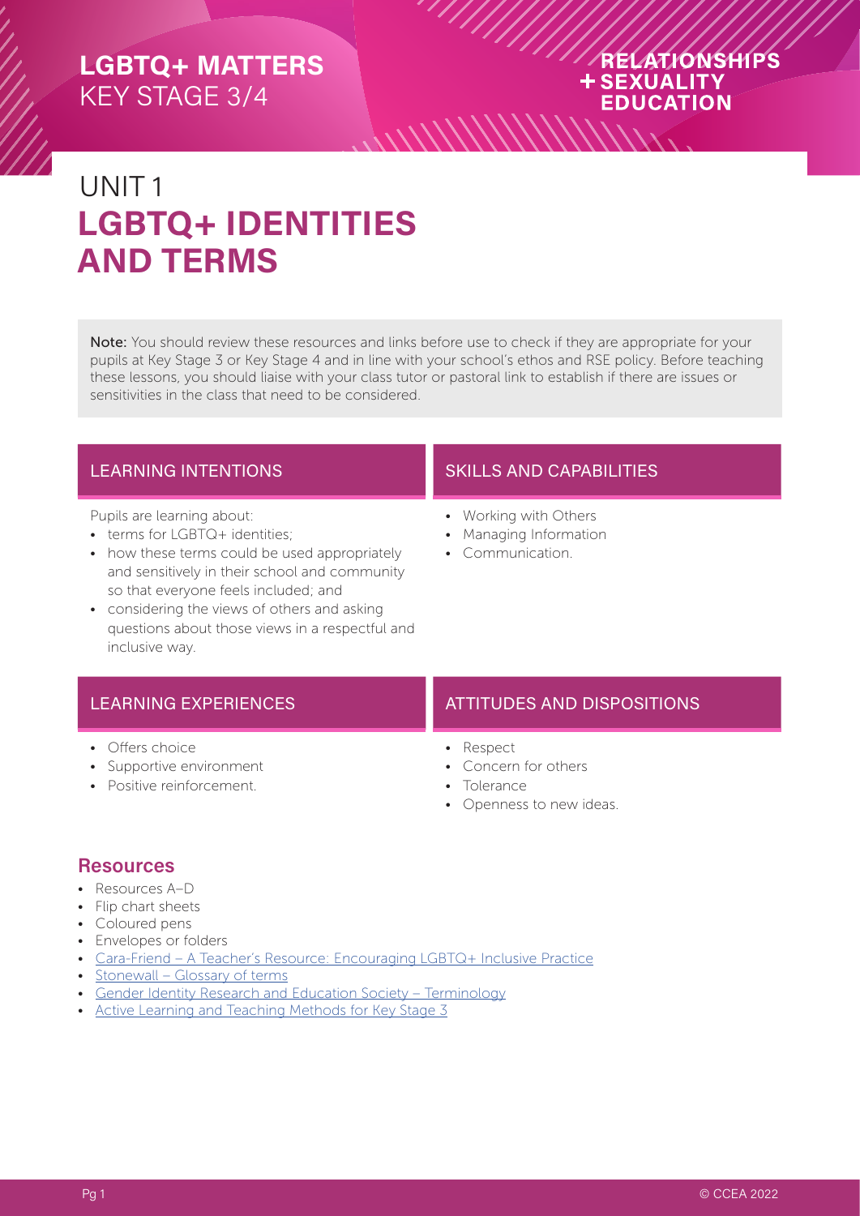LGBTQ+ MATTERS
KEY STAGE 3/4

RELATIONSHIPS
+ SEXUALITY
EDUCATION

# UNIT 1
# LGBTQ+ IDENTITIES AND TERMS

**Note:** You should review these resources and links before use to check if they are appropriate for your pupils at Key Stage 3 or Key Stage 4 and in line with your school's ethos and RSE policy. Before teaching these lessons, you should liaise with your class tutor or pastoral link to establish if there are issues or sensitivities in the class that need to be considered.

## LEARNING INTENTIONS

Pupils are learning about:
- terms for LGBTQ+ identities;
- how these terms could be used appropriately and sensitively in their school and community so that everyone feels included; and
- considering the views of others and asking questions about those views in a respectful and inclusive way.

## SKILLS AND CAPABILITIES

- Working with Others
- Managing Information
- Communication.

## LEARNING EXPERIENCES

- Offers choice
- Supportive environment
- Positive reinforcement.

## ATTITUDES AND DISPOSITIONS

- Respect
- Concern for others
- Tolerance
- Openness to new ideas.

## Resources

- Resources A–D
- Flip chart sheets
- Coloured pens
- Envelopes or folders
- Cara-Friend – A Teacher's Resource: Encouraging LGBTQ+ Inclusive Practice
- Stonewall – Glossary of terms
- Gender Identity Research and Education Society – Terminology
- Active Learning and Teaching Methods for Key Stage 3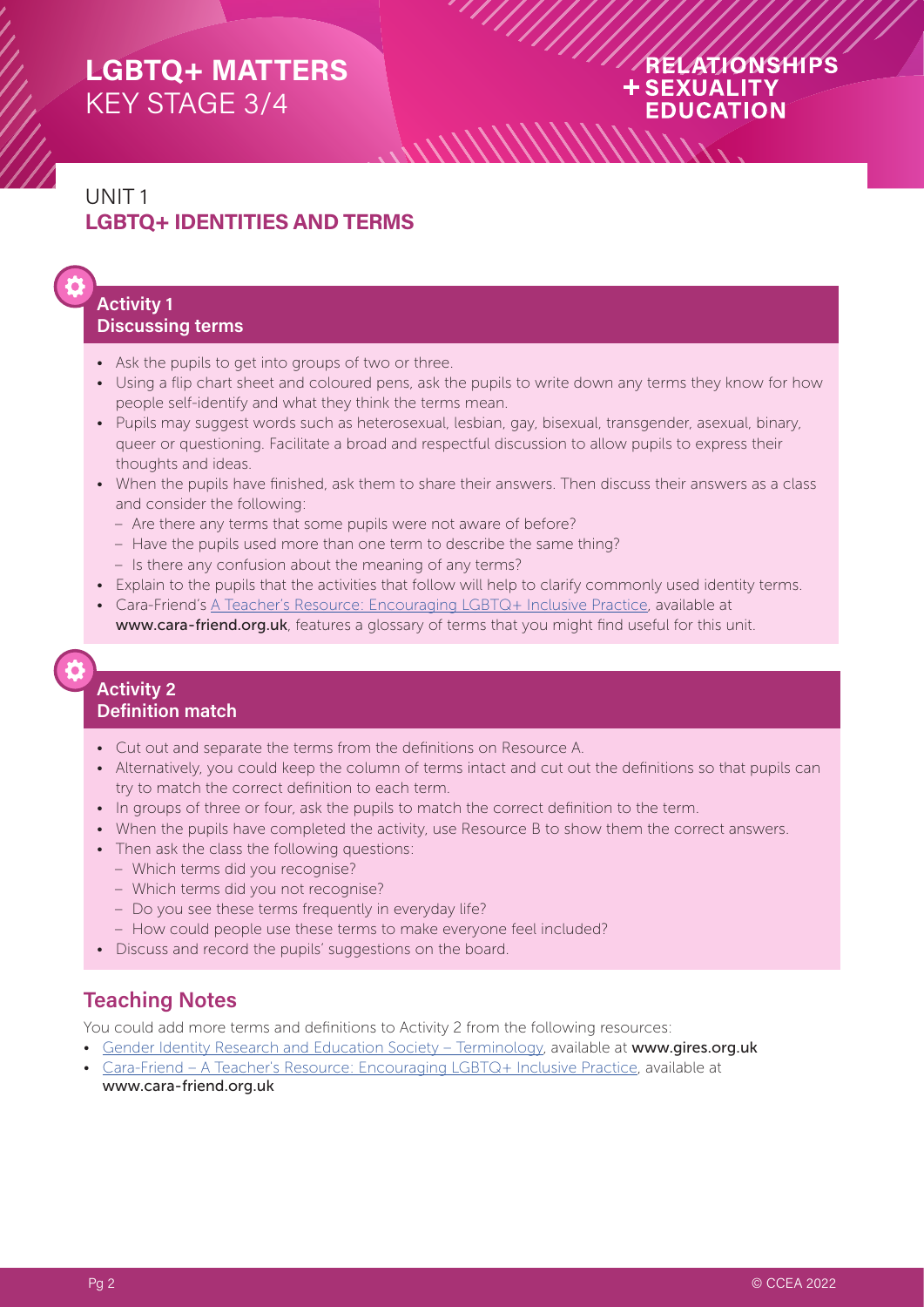# LGBTQ+ MATTERS
KEY STAGE 3/4

RELATIONSHIPS + SEXUALITY EDUCATION

## UNIT 1
## LGBTQ+ IDENTITIES AND TERMS

### Activity 1
### Discussing terms

- Ask the pupils to get into groups of two or three.
- Using a flip chart sheet and coloured pens, ask the pupils to write down any terms they know for how people self-identify and what they think the terms mean.
- Pupils may suggest words such as heterosexual, lesbian, gay, bisexual, transgender, asexual, binary, queer or questioning. Facilitate a broad and respectful discussion to allow pupils to express their thoughts and ideas.
- When the pupils have finished, ask them to share their answers. Then discuss their answers as a class and consider the following:
  - Are there any terms that some pupils were not aware of before?
  - Have the pupils used more than one term to describe the same thing?
  - Is there any confusion about the meaning of any terms?
- Explain to the pupils that the activities that follow will help to clarify commonly used identity terms.
- Cara-Friend's A Teacher's Resource: Encouraging LGBTQ+ Inclusive Practice, available at **www.cara-friend.org.uk**, features a glossary of terms that you might find useful for this unit.

### Activity 2
### Definition match

- Cut out and separate the terms from the definitions on Resource A.
- Alternatively, you could keep the column of terms intact and cut out the definitions so that pupils can try to match the correct definition to each term.
- In groups of three or four, ask the pupils to match the correct definition to the term.
- When the pupils have completed the activity, use Resource B to show them the correct answers.
- Then ask the class the following questions:
  - Which terms did you recognise?
  - Which terms did you not recognise?
  - Do you see these terms frequently in everyday life?
  - How could people use these terms to make everyone feel included?
- Discuss and record the pupils' suggestions on the board.

## Teaching Notes

You could add more terms and definitions to Activity 2 from the following resources:

- Gender Identity Research and Education Society – Terminology, available at **www.gires.org.uk**
- Cara-Friend – A Teacher's Resource: Encouraging LGBTQ+ Inclusive Practice, available at **www.cara-friend.org.uk**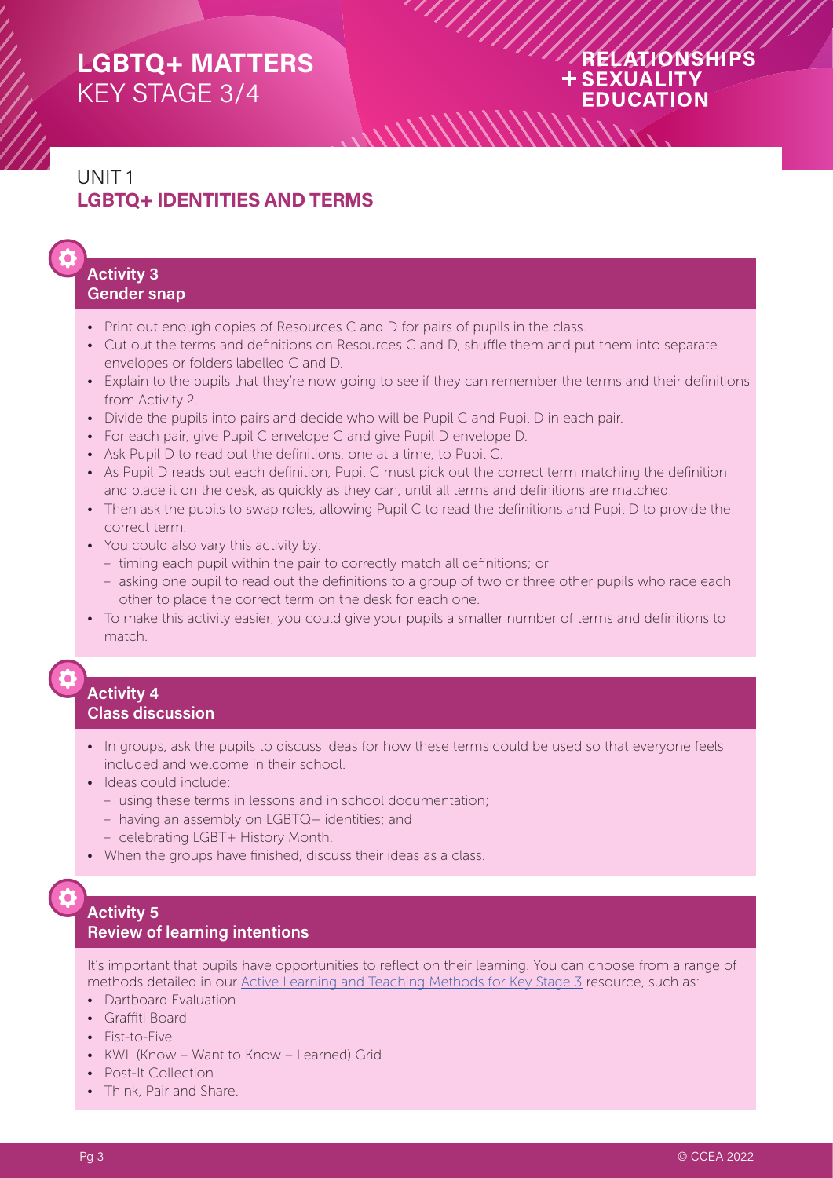## UNIT 1
## LGBTQ+ IDENTITIES AND TERMS

### Activity 3
### Gender snap

- Print out enough copies of Resources C and D for pairs of pupils in the class.
- Cut out the terms and definitions on Resources C and D, shuffle them and put them into separate envelopes or folders labelled C and D.
- Explain to the pupils that they're now going to see if they can remember the terms and their definitions from Activity 2.
- Divide the pupils into pairs and decide who will be Pupil C and Pupil D in each pair.
- For each pair, give Pupil C envelope C and give Pupil D envelope D.
- Ask Pupil D to read out the definitions, one at a time, to Pupil C.
- As Pupil D reads out each definition, Pupil C must pick out the correct term matching the definition and place it on the desk, as quickly as they can, until all terms and definitions are matched.
- Then ask the pupils to swap roles, allowing Pupil C to read the definitions and Pupil D to provide the correct term.
- You could also vary this activity by:
  - timing each pupil within the pair to correctly match all definitions; or
  - asking one pupil to read out the definitions to a group of two or three other pupils who race each other to place the correct term on the desk for each one.
- To make this activity easier, you could give your pupils a smaller number of terms and definitions to match.

### Activity 4
### Class discussion

- In groups, ask the pupils to discuss ideas for how these terms could be used so that everyone feels included and welcome in their school.
- Ideas could include:
  - using these terms in lessons and in school documentation;
  - having an assembly on LGBTQ+ identities; and
  - celebrating LGBT+ History Month.
- When the groups have finished, discuss their ideas as a class.

### Activity 5
### Review of learning intentions

It's important that pupils have opportunities to reflect on their learning. You can choose from a range of methods detailed in our Active Learning and Teaching Methods for Key Stage 3 resource, such as:

- Dartboard Evaluation
- Graffiti Board
- Fist-to-Five
- KWL (Know – Want to Know – Learned) Grid
- Post-It Collection
- Think, Pair and Share.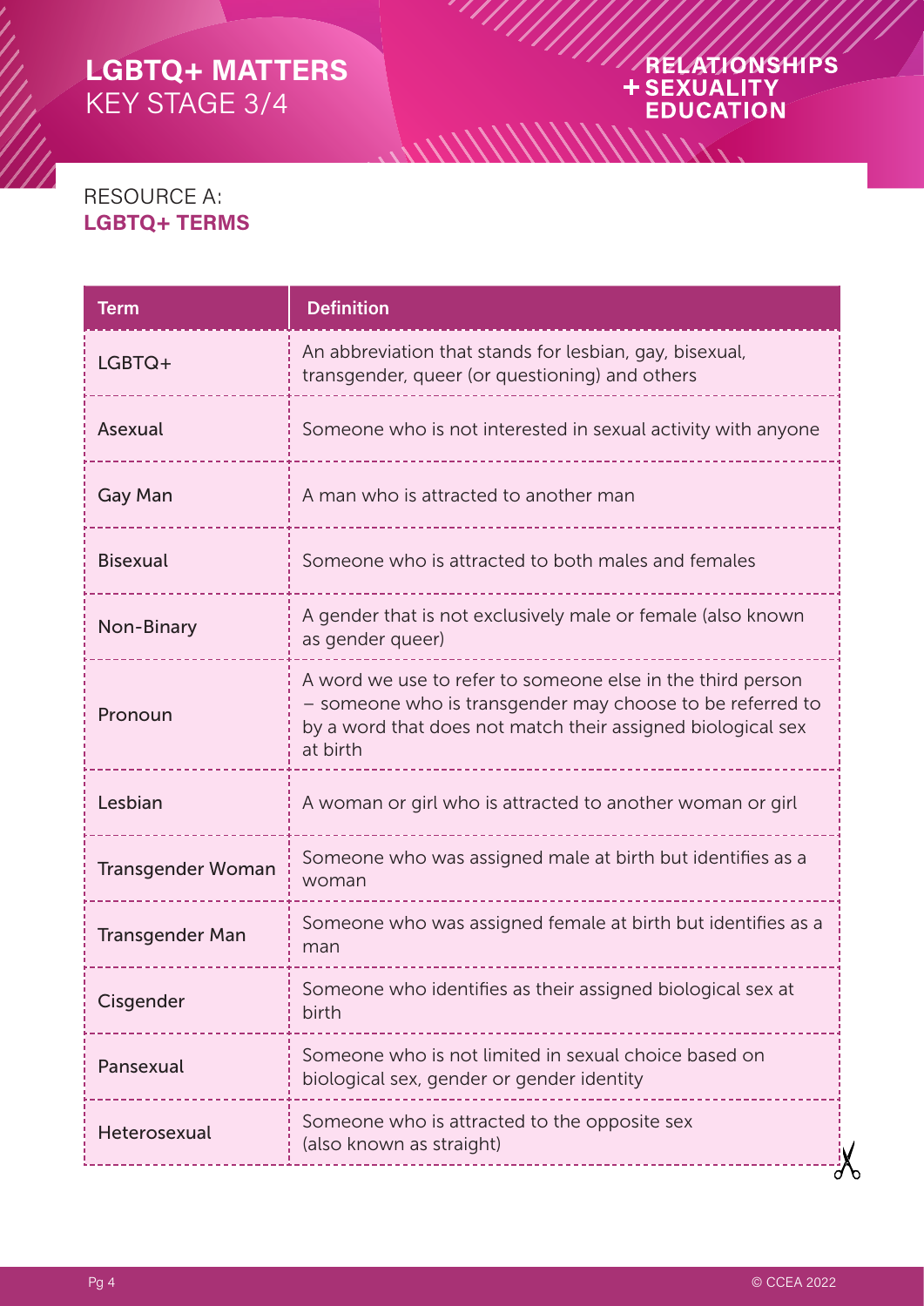RESOURCE A:
**LGBTQ+ TERMS**

| Term | Definition |
|---|---|
| LGBTQ+ | An abbreviation that stands for lesbian, gay, bisexual, transgender, queer (or questioning) and others |
| Asexual | Someone who is not interested in sexual activity with anyone |
| Gay Man | A man who is attracted to another man |
| Bisexual | Someone who is attracted to both males and females |
| Non-Binary | A gender that is not exclusively male or female (also known as gender queer) |
| Pronoun | A word we use to refer to someone else in the third person – someone who is transgender may choose to be referred to by a word that does not match their assigned biological sex at birth |
| Lesbian | A woman or girl who is attracted to another woman or girl |
| Transgender Woman | Someone who was assigned male at birth but identifies as a woman |
| Transgender Man | Someone who was assigned female at birth but identifies as a man |
| Cisgender | Someone who identifies as their assigned biological sex at birth |
| Pansexual | Someone who is not limited in sexual choice based on biological sex, gender or gender identity |
| Heterosexual | Someone who is attracted to the opposite sex (also known as straight) |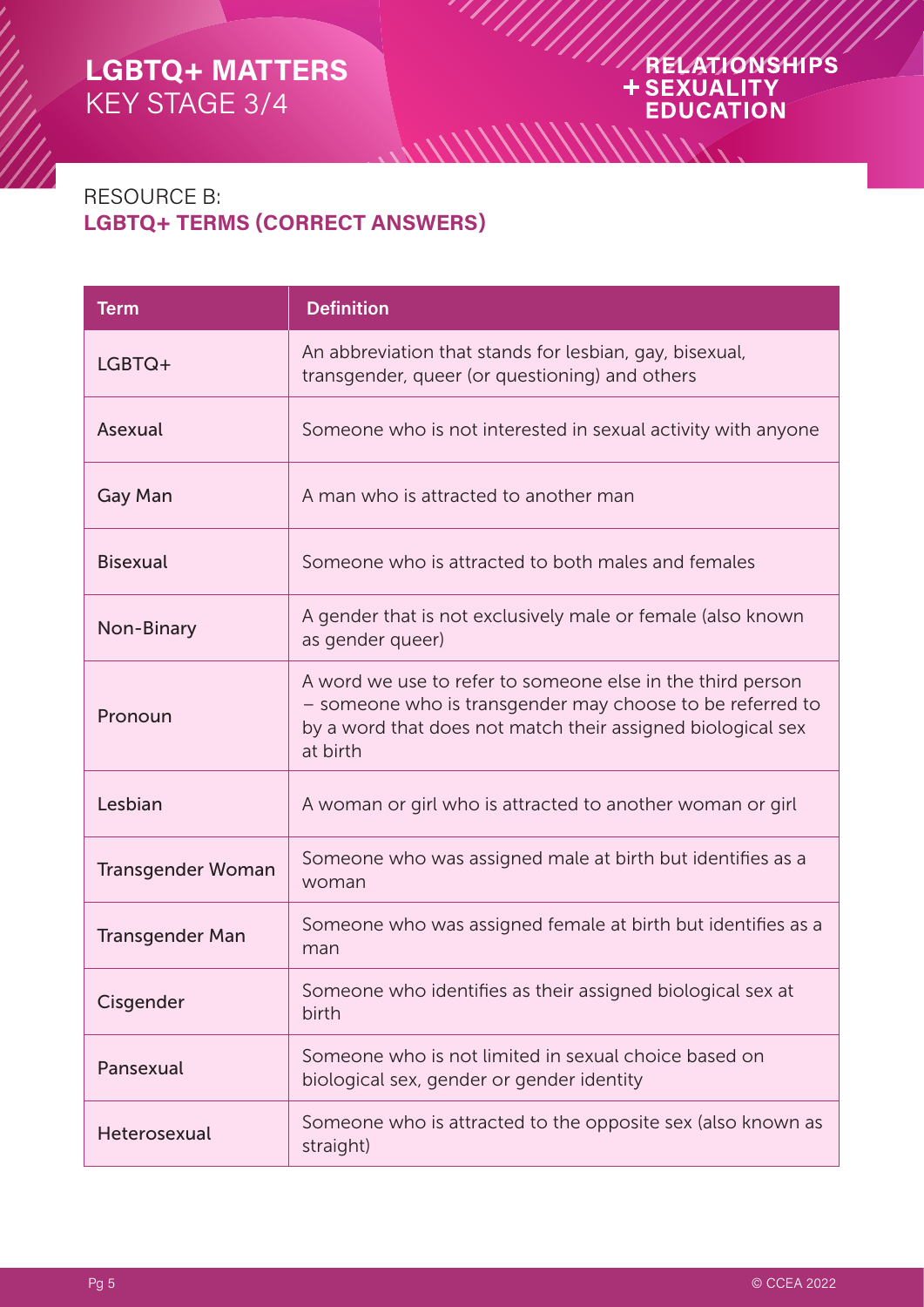## RESOURCE B:
## LGBTQ+ TERMS (CORRECT ANSWERS)

| Term | Definition |
|---|---|
| LGBTQ+ | An abbreviation that stands for lesbian, gay, bisexual, transgender, queer (or questioning) and others |
| Asexual | Someone who is not interested in sexual activity with anyone |
| Gay Man | A man who is attracted to another man |
| Bisexual | Someone who is attracted to both males and females |
| Non-Binary | A gender that is not exclusively male or female (also known as gender queer) |
| Pronoun | A word we use to refer to someone else in the third person – someone who is transgender may choose to be referred to by a word that does not match their assigned biological sex at birth |
| Lesbian | A woman or girl who is attracted to another woman or girl |
| Transgender Woman | Someone who was assigned male at birth but identifies as a woman |
| Transgender Man | Someone who was assigned female at birth but identifies as a man |
| Cisgender | Someone who identifies as their assigned biological sex at birth |
| Pansexual | Someone who is not limited in sexual choice based on biological sex, gender or gender identity |
| Heterosexual | Someone who is attracted to the opposite sex (also known as straight) |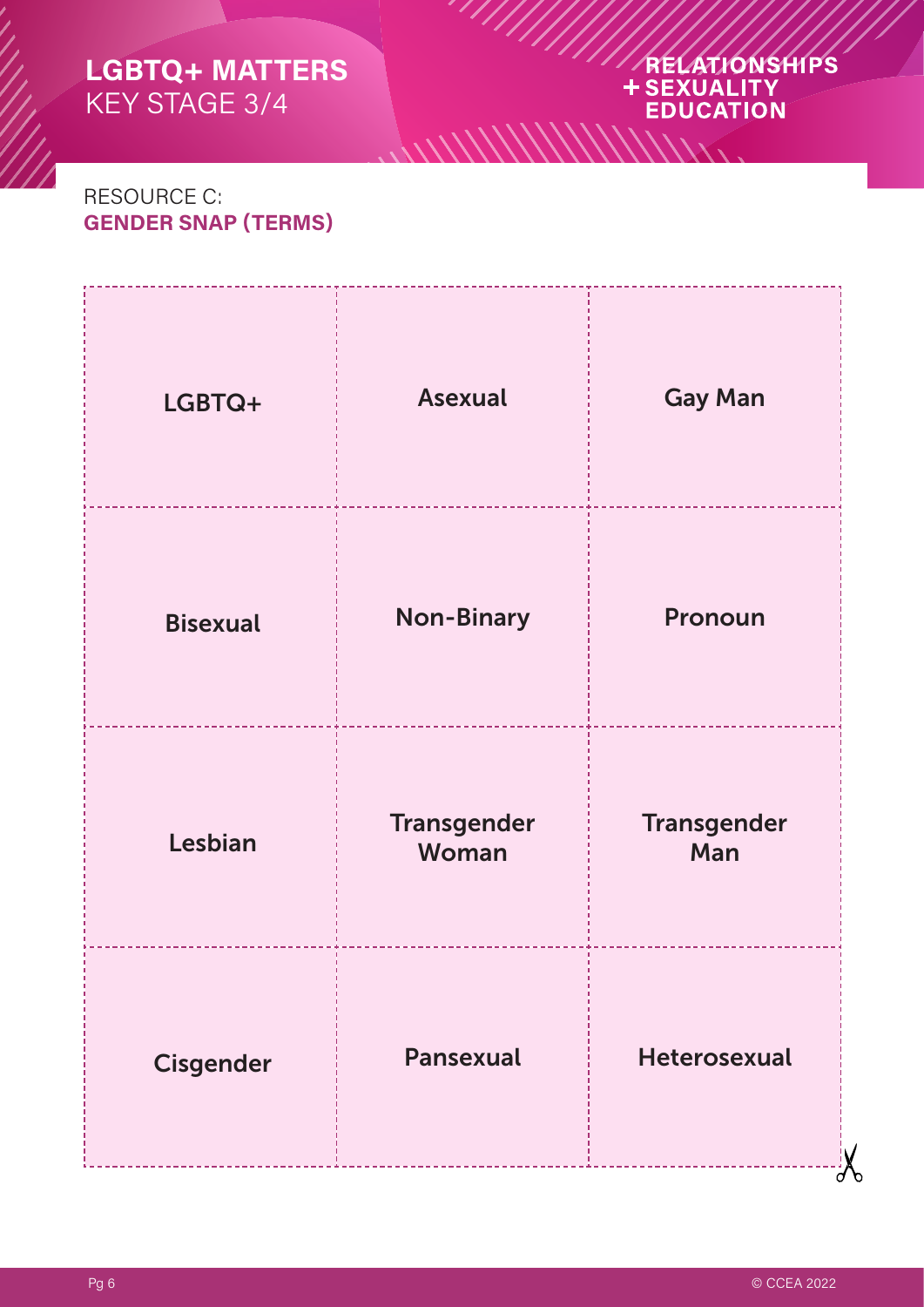RESOURCE C:
## GENDER SNAP (TERMS)

| | | |
|---|---|---|
| **LGBTQ+** | **Asexual** | **Gay Man** |
| **Bisexual** | **Non-Binary** | **Pronoun** |
| **Lesbian** | **Transgender Woman** | **Transgender Man** |
| **Cisgender** | **Pansexual** | **Heterosexual** |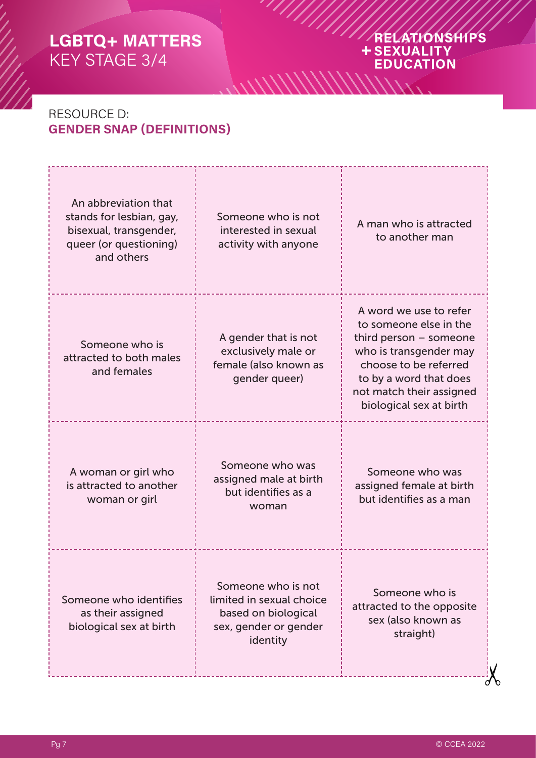# LGBTQ+ MATTERS
KEY STAGE 3/4

RELATIONSHIPS + SEXUALITY EDUCATION

## RESOURCE D:
## GENDER SNAP (DEFINITIONS)

| | | |
|---|---|---|
| An abbreviation that stands for lesbian, gay, bisexual, transgender, queer (or questioning) and others | Someone who is not interested in sexual activity with anyone | A man who is attracted to another man |
| Someone who is attracted to both males and females | A gender that is not exclusively male or female (also known as gender queer) | A word we use to refer to someone else in the third person – someone who is transgender may choose to be referred to by a word that does not match their assigned biological sex at birth |
| A woman or girl who is attracted to another woman or girl | Someone who was assigned male at birth but identifies as a woman | Someone who was assigned female at birth but identifies as a man |
| Someone who identifies as their assigned biological sex at birth | Someone who is not limited in sexual choice based on biological sex, gender or gender identity | Someone who is attracted to the opposite sex (also known as straight) |

© CCEA 2022